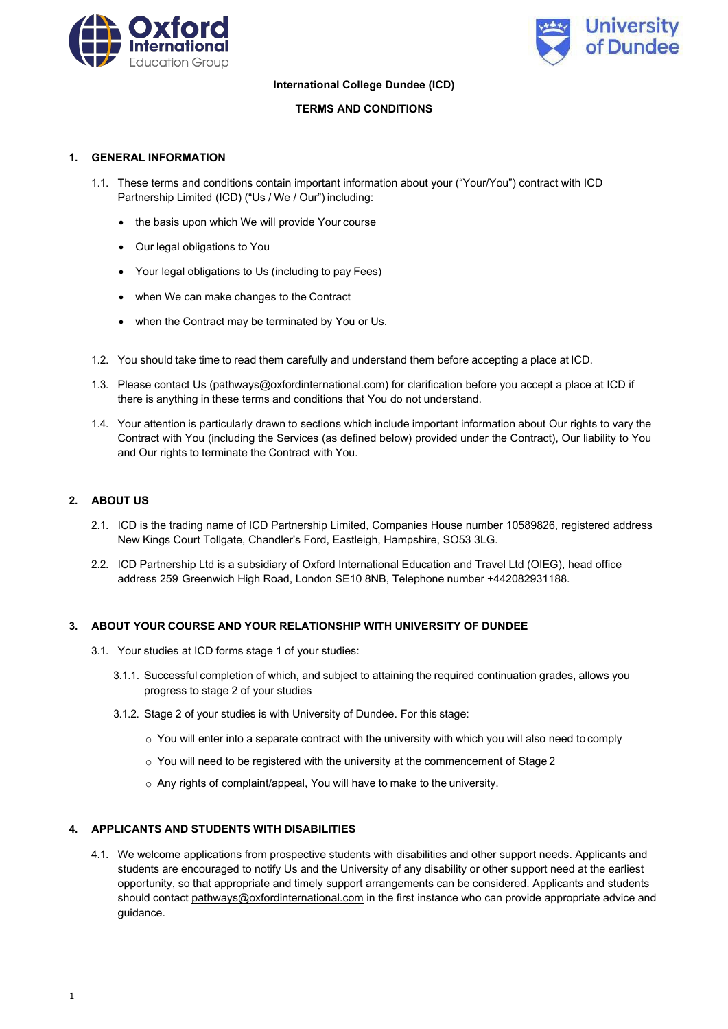**International College Dundee (ICD)**

**TERMS AND CONDITIONS**

## 1. GENERAL INFORMATION

1.1. These terms and conditions contain important information about your ("Your/You") contract with ICD Partnership Limited (ICD) ("Us / We / Our") including:

- the basis upon which We will provide Your course
- Our legal obligations to You
- Your legal obligations to Us (including to pay Fees)
- when We can make changes to the Contract
- when the Contract may be terminated by You or Us.

1.2. You should take time to read them carefully and understand them before accepting a place at ICD.

1.3. Please contact Us (pathways@oxfordinternational.com) for clarification before you accept a place at ICD if there is anything in these terms and conditions that You do not understand.

1.4. Your attention is particularly drawn to sections which include important information about Our rights to vary the Contract with You (including the Services (as defined below) provided under the Contract), Our liability to You and Our rights to terminate the Contract with You.

## 2. ABOUT US

2.1. ICD is the trading name of ICD Partnership Limited, Companies House number 10589826, registered address New Kings Court Tollgate, Chandler's Ford, Eastleigh, Hampshire, SO53 3LG.

2.2. ICD Partnership Ltd is a subsidiary of Oxford International Education and Travel Ltd (OIEG), head office address 259 Greenwich High Road, London SE10 8NB, Telephone number +442082931188.

## 3. ABOUT YOUR COURSE AND YOUR RELATIONSHIP WITH UNIVERSITY OF DUNDEE

3.1. Your studies at ICD forms stage 1 of your studies:

3.1.1. Successful completion of which, and subject to attaining the required continuation grades, allows you progress to stage 2 of your studies

3.1.2. Stage 2 of your studies is with University of Dundee. For this stage:

- You will enter into a separate contract with the university with which you will also need to comply
- You will need to be registered with the university at the commencement of Stage 2
- Any rights of complaint/appeal, You will have to make to the university.

## 4. APPLICANTS AND STUDENTS WITH DISABILITIES

4.1. We welcome applications from prospective students with disabilities and other support needs. Applicants and students are encouraged to notify Us and the University of any disability or other support need at the earliest opportunity, so that appropriate and timely support arrangements can be considered. Applicants and students should contact pathways@oxfordinternational.com in the first instance who can provide appropriate advice and guidance.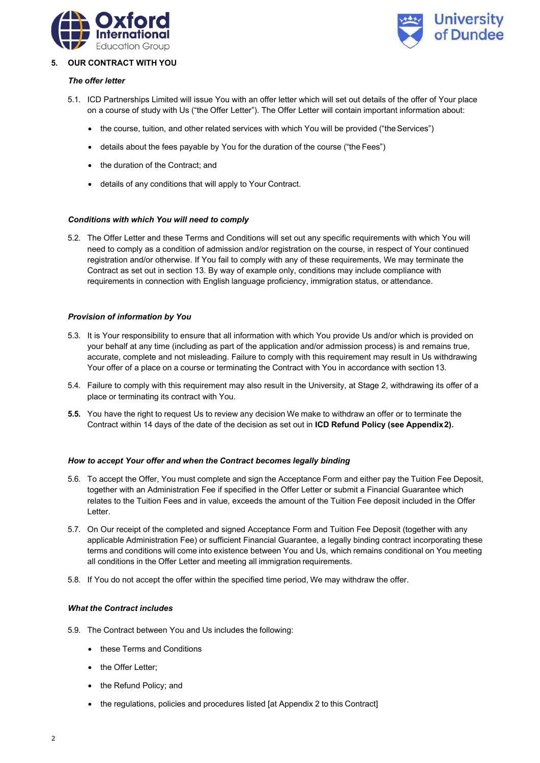## 5. OUR CONTRACT WITH YOU

***The offer letter***

5.1. ICD Partnerships Limited will issue You with an offer letter which will set out details of the offer of Your place on a course of study with Us ("the Offer Letter"). The Offer Letter will contain important information about:

- the course, tuition, and other related services with which You will be provided ("the Services")
- details about the fees payable by You for the duration of the course ("the Fees")
- the duration of the Contract; and
- details of any conditions that will apply to Your Contract.

***Conditions with which You will need to comply***

5.2. The Offer Letter and these Terms and Conditions will set out any specific requirements with which You will need to comply as a condition of admission and/or registration on the course, in respect of Your continued registration and/or otherwise. If You fail to comply with any of these requirements, We may terminate the Contract as set out in section 13. By way of example only, conditions may include compliance with requirements in connection with English language proficiency, immigration status, or attendance.

***Provision of information by You***

5.3. It is Your responsibility to ensure that all information with which You provide Us and/or which is provided on your behalf at any time (including as part of the application and/or admission process) is and remains true, accurate, complete and not misleading. Failure to comply with this requirement may result in Us withdrawing Your offer of a place on a course or terminating the Contract with You in accordance with section 13.

5.4. Failure to comply with this requirement may also result in the University, at Stage 2, withdrawing its offer of a place or terminating its contract with You.

**5.5.** You have the right to request Us to review any decision We make to withdraw an offer or to terminate the Contract within 14 days of the date of the decision as set out in **ICD Refund Policy (see Appendix 2).**

***How to accept Your offer and when the Contract becomes legally binding***

5.6. To accept the Offer, You must complete and sign the Acceptance Form and either pay the Tuition Fee Deposit, together with an Administration Fee if specified in the Offer Letter or submit a Financial Guarantee which relates to the Tuition Fees and in value, exceeds the amount of the Tuition Fee deposit included in the Offer Letter.

5.7. On Our receipt of the completed and signed Acceptance Form and Tuition Fee Deposit (together with any applicable Administration Fee) or sufficient Financial Guarantee, a legally binding contract incorporating these terms and conditions will come into existence between You and Us, which remains conditional on You meeting all conditions in the Offer Letter and meeting all immigration requirements.

5.8. If You do not accept the offer within the specified time period, We may withdraw the offer.

***What the Contract includes***

5.9. The Contract between You and Us includes the following:

- these Terms and Conditions
- the Offer Letter;
- the Refund Policy; and
- the regulations, policies and procedures listed [at Appendix 2 to this Contract]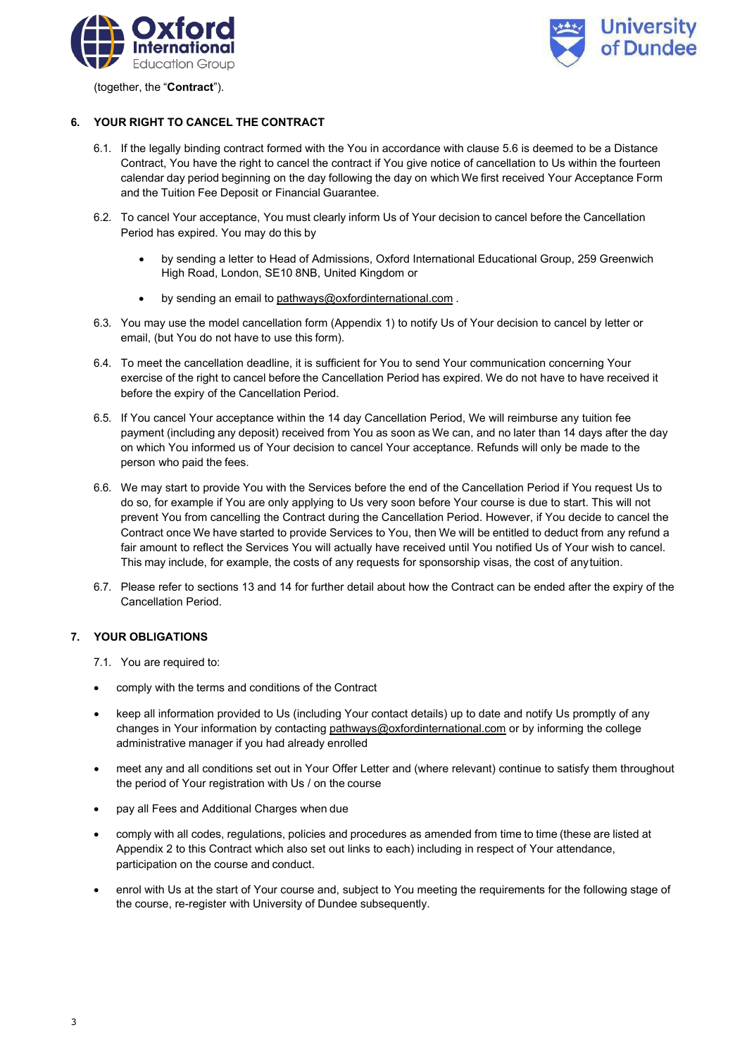(together, the "**Contract**").

## 6. YOUR RIGHT TO CANCEL THE CONTRACT

6.1. If the legally binding contract formed with the You in accordance with clause 5.6 is deemed to be a Distance Contract, You have the right to cancel the contract if You give notice of cancellation to Us within the fourteen calendar day period beginning on the day following the day on which We first received Your Acceptance Form and the Tuition Fee Deposit or Financial Guarantee.

6.2. To cancel Your acceptance, You must clearly inform Us of Your decision to cancel before the Cancellation Period has expired. You may do this by

- by sending a letter to Head of Admissions, Oxford International Educational Group, 259 Greenwich High Road, London, SE10 8NB, United Kingdom or
- by sending an email to pathways@oxfordinternational.com .

6.3. You may use the model cancellation form (Appendix 1) to notify Us of Your decision to cancel by letter or email, (but You do not have to use this form).

6.4. To meet the cancellation deadline, it is sufficient for You to send Your communication concerning Your exercise of the right to cancel before the Cancellation Period has expired. We do not have to have received it before the expiry of the Cancellation Period.

6.5. If You cancel Your acceptance within the 14 day Cancellation Period, We will reimburse any tuition fee payment (including any deposit) received from You as soon as We can, and no later than 14 days after the day on which You informed us of Your decision to cancel Your acceptance. Refunds will only be made to the person who paid the fees.

6.6. We may start to provide You with the Services before the end of the Cancellation Period if You request Us to do so, for example if You are only applying to Us very soon before Your course is due to start. This will not prevent You from cancelling the Contract during the Cancellation Period. However, if You decide to cancel the Contract once We have started to provide Services to You, then We will be entitled to deduct from any refund a fair amount to reflect the Services You will actually have received until You notified Us of Your wish to cancel. This may include, for example, the costs of any requests for sponsorship visas, the cost of any tuition.

6.7. Please refer to sections 13 and 14 for further detail about how the Contract can be ended after the expiry of the Cancellation Period.

## 7. YOUR OBLIGATIONS

7.1. You are required to:

- comply with the terms and conditions of the Contract
- keep all information provided to Us (including Your contact details) up to date and notify Us promptly of any changes in Your information by contacting pathways@oxfordinternational.com or by informing the college administrative manager if you had already enrolled
- meet any and all conditions set out in Your Offer Letter and (where relevant) continue to satisfy them throughout the period of Your registration with Us / on the course
- pay all Fees and Additional Charges when due
- comply with all codes, regulations, policies and procedures as amended from time to time (these are listed at Appendix 2 to this Contract which also set out links to each) including in respect of Your attendance, participation on the course and conduct.
- enrol with Us at the start of Your course and, subject to You meeting the requirements for the following stage of the course, re-register with University of Dundee subsequently.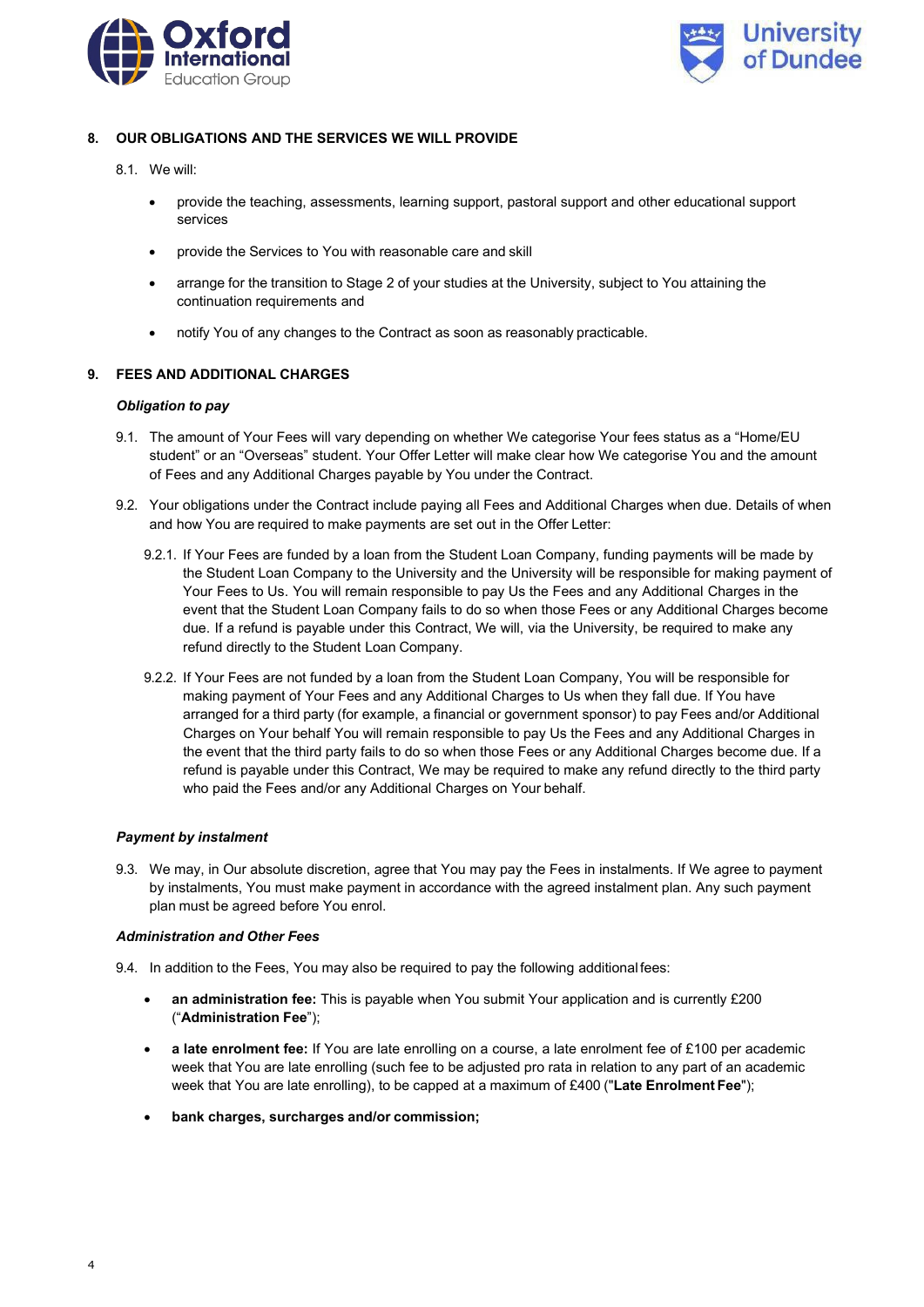## 8. OUR OBLIGATIONS AND THE SERVICES WE WILL PROVIDE

8.1. We will:

- provide the teaching, assessments, learning support, pastoral support and other educational support services
- provide the Services to You with reasonable care and skill
- arrange for the transition to Stage 2 of your studies at the University, subject to You attaining the continuation requirements and
- notify You of any changes to the Contract as soon as reasonably practicable.

## 9. FEES AND ADDITIONAL CHARGES

***Obligation to pay***

9.1. The amount of Your Fees will vary depending on whether We categorise Your fees status as a "Home/EU student" or an "Overseas" student. Your Offer Letter will make clear how We categorise You and the amount of Fees and any Additional Charges payable by You under the Contract.

9.2. Your obligations under the Contract include paying all Fees and Additional Charges when due. Details of when and how You are required to make payments are set out in the Offer Letter:

9.2.1. If Your Fees are funded by a loan from the Student Loan Company, funding payments will be made by the Student Loan Company to the University and the University will be responsible for making payment of Your Fees to Us. You will remain responsible to pay Us the Fees and any Additional Charges in the event that the Student Loan Company fails to do so when those Fees or any Additional Charges become due. If a refund is payable under this Contract, We will, via the University, be required to make any refund directly to the Student Loan Company.

9.2.2. If Your Fees are not funded by a loan from the Student Loan Company, You will be responsible for making payment of Your Fees and any Additional Charges to Us when they fall due. If You have arranged for a third party (for example, a financial or government sponsor) to pay Fees and/or Additional Charges on Your behalf You will remain responsible to pay Us the Fees and any Additional Charges in the event that the third party fails to do so when those Fees or any Additional Charges become due. If a refund is payable under this Contract, We may be required to make any refund directly to the third party who paid the Fees and/or any Additional Charges on Your behalf.

***Payment by instalment***

9.3. We may, in Our absolute discretion, agree that You may pay the Fees in instalments. If We agree to payment by instalments, You must make payment in accordance with the agreed instalment plan. Any such payment plan must be agreed before You enrol.

***Administration and Other Fees***

9.4. In addition to the Fees, You may also be required to pay the following additional fees:

- **an administration fee:** This is payable when You submit Your application and is currently £200 ("**Administration Fee**");
- **a late enrolment fee:** If You are late enrolling on a course, a late enrolment fee of £100 per academic week that You are late enrolling (such fee to be adjusted pro rata in relation to any part of an academic week that You are late enrolling), to be capped at a maximum of £400 ("**Late Enrolment Fee**");
- **bank charges, surcharges and/or commission;**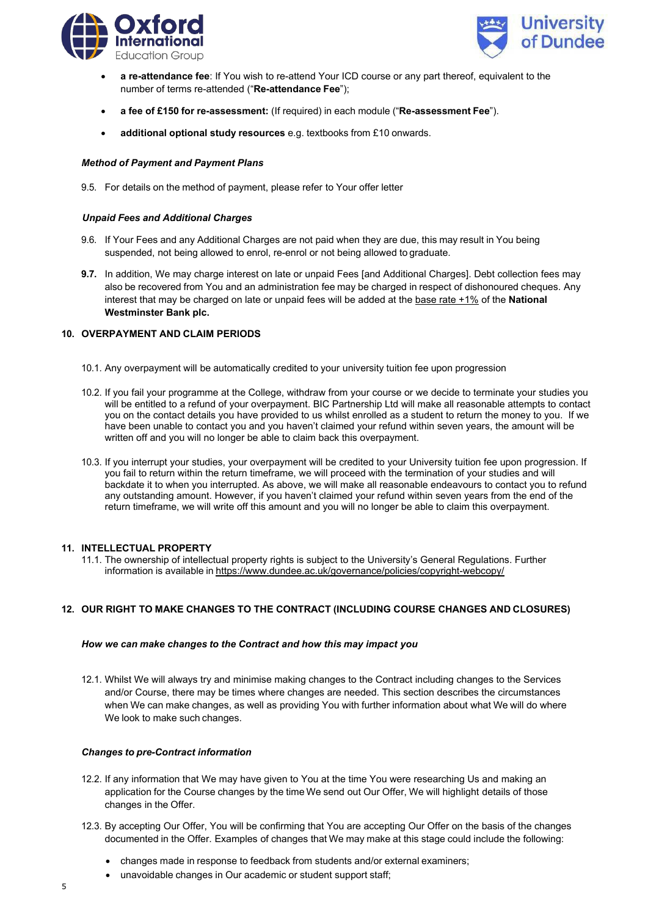- **a re-attendance fee**: If You wish to re-attend Your ICD course or any part thereof, equivalent to the number of terms re-attended ("**Re-attendance Fee**");
- **a fee of £150 for re-assessment:** (If required) in each module ("**Re-assessment Fee**").
- **additional optional study resources** e.g. textbooks from £10 onwards.

***Method of Payment and Payment Plans***

9.5. For details on the method of payment, please refer to Your offer letter

***Unpaid Fees and Additional Charges***

9.6. If Your Fees and any Additional Charges are not paid when they are due, this may result in You being suspended, not being allowed to enrol, re-enrol or not being allowed to graduate.

**9.7.** In addition, We may charge interest on late or unpaid Fees [and Additional Charges]. Debt collection fees may also be recovered from You and an administration fee may be charged in respect of dishonoured cheques. Any interest that may be charged on late or unpaid fees will be added at the base rate +1% of the **National Westminster Bank plc.**

## 10. OVERPAYMENT AND CLAIM PERIODS

10.1. Any overpayment will be automatically credited to your university tuition fee upon progression

10.2. If you fail your programme at the College, withdraw from your course or we decide to terminate your studies you will be entitled to a refund of your overpayment. BIC Partnership Ltd will make all reasonable attempts to contact you on the contact details you have provided to us whilst enrolled as a student to return the money to you. If we have been unable to contact you and you haven't claimed your refund within seven years, the amount will be written off and you will no longer be able to claim back this overpayment.

10.3. If you interrupt your studies, your overpayment will be credited to your University tuition fee upon progression. If you fail to return within the return timeframe, we will proceed with the termination of your studies and will backdate it to when you interrupted. As above, we will make all reasonable endeavours to contact you to refund any outstanding amount. However, if you haven't claimed your refund within seven years from the end of the return timeframe, we will write off this amount and you will no longer be able to claim this overpayment.

## 11. INTELLECTUAL PROPERTY

11.1. The ownership of intellectual property rights is subject to the University's General Regulations. Further information is available in https://www.dundee.ac.uk/governance/policies/copyright-webcopy/

## 12. OUR RIGHT TO MAKE CHANGES TO THE CONTRACT (INCLUDING COURSE CHANGES AND CLOSURES)

***How we can make changes to the Contract and how this may impact you***

12.1. Whilst We will always try and minimise making changes to the Contract including changes to the Services and/or Course, there may be times where changes are needed. This section describes the circumstances when We can make changes, as well as providing You with further information about what We will do where We look to make such changes.

***Changes to pre-Contract information***

12.2. If any information that We may have given to You at the time You were researching Us and making an application for the Course changes by the time We send out Our Offer, We will highlight details of those changes in the Offer.

12.3. By accepting Our Offer, You will be confirming that You are accepting Our Offer on the basis of the changes documented in the Offer. Examples of changes that We may make at this stage could include the following:

- changes made in response to feedback from students and/or external examiners;
- unavoidable changes in Our academic or student support staff;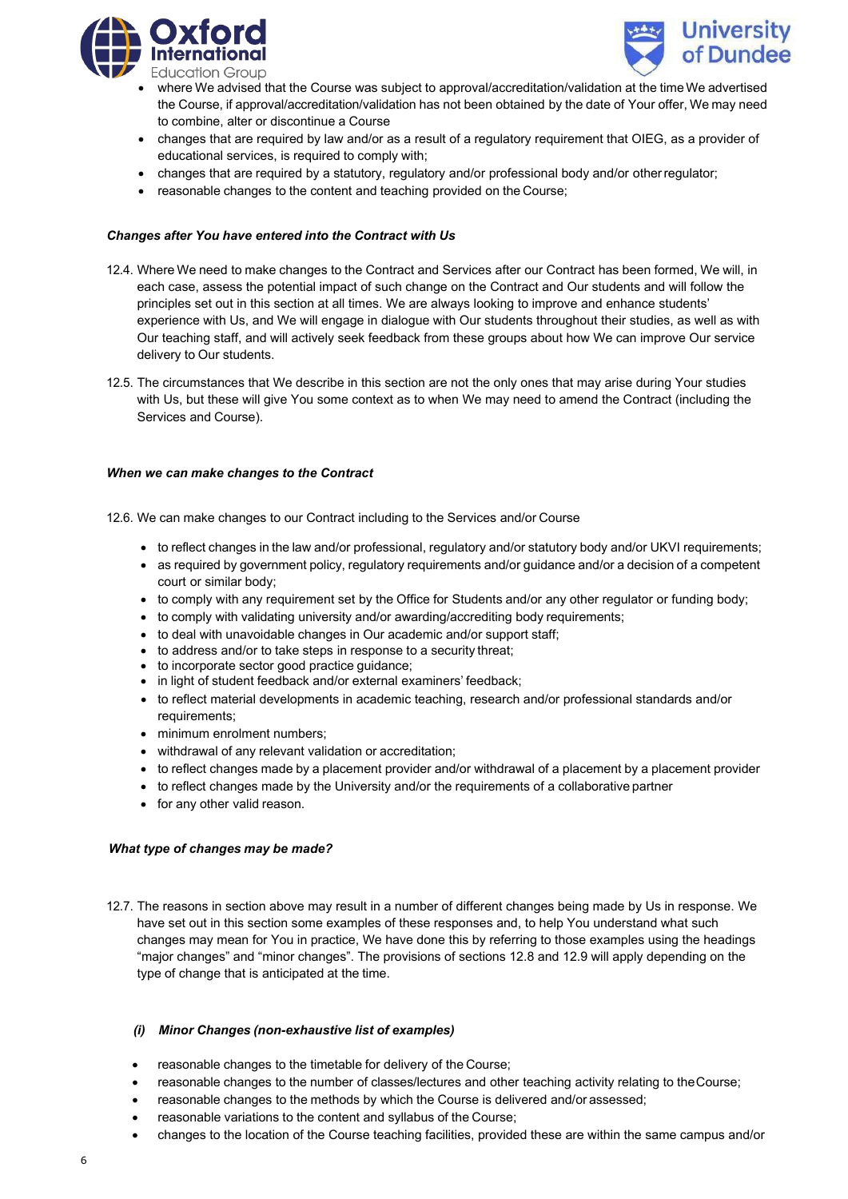- where We advised that the Course was subject to approval/accreditation/validation at the time We advertised the Course, if approval/accreditation/validation has not been obtained by the date of Your offer, We may need to combine, alter or discontinue a Course
- changes that are required by law and/or as a result of a regulatory requirement that OIEG, as a provider of educational services, is required to comply with;
- changes that are required by a statutory, regulatory and/or professional body and/or other regulator;
- reasonable changes to the content and teaching provided on the Course;

***Changes after You have entered into the Contract with Us***

12.4. Where We need to make changes to the Contract and Services after our Contract has been formed, We will, in each case, assess the potential impact of such change on the Contract and Our students and will follow the principles set out in this section at all times. We are always looking to improve and enhance students' experience with Us, and We will engage in dialogue with Our students throughout their studies, as well as with Our teaching staff, and will actively seek feedback from these groups about how We can improve Our service delivery to Our students.

12.5. The circumstances that We describe in this section are not the only ones that may arise during Your studies with Us, but these will give You some context as to when We may need to amend the Contract (including the Services and Course).

***When we can make changes to the Contract***

12.6. We can make changes to our Contract including to the Services and/or Course

- to reflect changes in the law and/or professional, regulatory and/or statutory body and/or UKVI requirements;
- as required by government policy, regulatory requirements and/or guidance and/or a decision of a competent court or similar body;
- to comply with any requirement set by the Office for Students and/or any other regulator or funding body;
- to comply with validating university and/or awarding/accrediting body requirements;
- to deal with unavoidable changes in Our academic and/or support staff;
- to address and/or to take steps in response to a security threat;
- to incorporate sector good practice guidance;
- in light of student feedback and/or external examiners' feedback;
- to reflect material developments in academic teaching, research and/or professional standards and/or requirements;
- minimum enrolment numbers;
- withdrawal of any relevant validation or accreditation;
- to reflect changes made by a placement provider and/or withdrawal of a placement by a placement provider
- to reflect changes made by the University and/or the requirements of a collaborative partner
- for any other valid reason.

***What type of changes may be made?***

12.7. The reasons in section above may result in a number of different changes being made by Us in response. We have set out in this section some examples of these responses and, to help You understand what such changes may mean for You in practice, We have done this by referring to those examples using the headings "major changes" and "minor changes". The provisions of sections 12.8 and 12.9 will apply depending on the type of change that is anticipated at the time.

***(i) Minor Changes (non-exhaustive list of examples)***

- reasonable changes to the timetable for delivery of the Course;
- reasonable changes to the number of classes/lectures and other teaching activity relating to the Course;
- reasonable changes to the methods by which the Course is delivered and/or assessed;
- reasonable variations to the content and syllabus of the Course;
- changes to the location of the Course teaching facilities, provided these are within the same campus and/or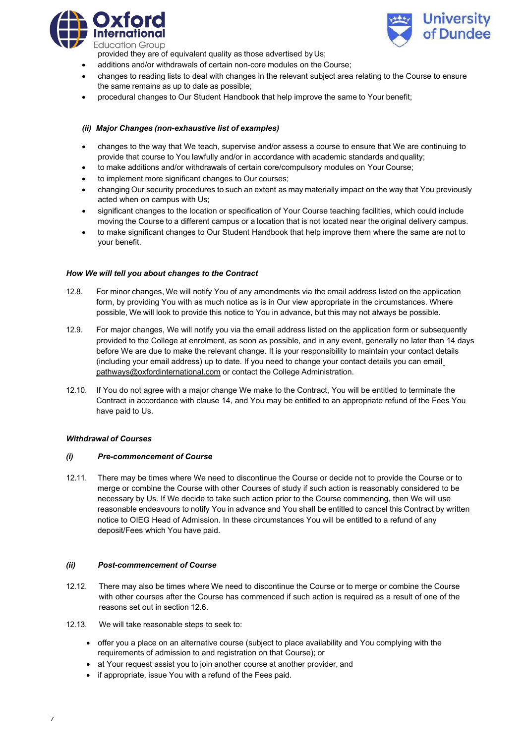provided they are of equivalent quality as those advertised by Us;

- additions and/or withdrawals of certain non-core modules on the Course;
- changes to reading lists to deal with changes in the relevant subject area relating to the Course to ensure the same remains as up to date as possible;
- procedural changes to Our Student Handbook that help improve the same to Your benefit;

***(ii) Major Changes (non-exhaustive list of examples)***

- changes to the way that We teach, supervise and/or assess a course to ensure that We are continuing to provide that course to You lawfully and/or in accordance with academic standards and quality;
- to make additions and/or withdrawals of certain core/compulsory modules on Your Course;
- to implement more significant changes to Our courses;
- changing Our security procedures to such an extent as may materially impact on the way that You previously acted when on campus with Us;
- significant changes to the location or specification of Your Course teaching facilities, which could include moving the Course to a different campus or a location that is not located near the original delivery campus.
- to make significant changes to Our Student Handbook that help improve them where the same are not to your benefit.

***How We will tell you about changes to the Contract***

12.8. For minor changes, We will notify You of any amendments via the email address listed on the application form, by providing You with as much notice as is in Our view appropriate in the circumstances. Where possible, We will look to provide this notice to You in advance, but this may not always be possible.

12.9. For major changes, We will notify you via the email address listed on the application form or subsequently provided to the College at enrolment, as soon as possible, and in any event, generally no later than 14 days before We are due to make the relevant change. It is your responsibility to maintain your contact details (including your email address) up to date. If you need to change your contact details you can email pathways@oxfordinternational.com or contact the College Administration.

12.10. If You do not agree with a major change We make to the Contract, You will be entitled to terminate the Contract in accordance with clause 14, and You may be entitled to an appropriate refund of the Fees You have paid to Us.

***Withdrawal of Courses***

***(i) Pre-commencement of Course***

12.11. There may be times where We need to discontinue the Course or decide not to provide the Course or to merge or combine the Course with other Courses of study if such action is reasonably considered to be necessary by Us. If We decide to take such action prior to the Course commencing, then We will use reasonable endeavours to notify You in advance and You shall be entitled to cancel this Contract by written notice to OIEG Head of Admission. In these circumstances You will be entitled to a refund of any deposit/Fees which You have paid.

***(ii) Post-commencement of Course***

12.12. There may also be times where We need to discontinue the Course or to merge or combine the Course with other courses after the Course has commenced if such action is required as a result of one of the reasons set out in section 12.6.

12.13. We will take reasonable steps to seek to:

- offer you a place on an alternative course (subject to place availability and You complying with the requirements of admission to and registration on that Course); or
- at Your request assist you to join another course at another provider, and
- if appropriate, issue You with a refund of the Fees paid.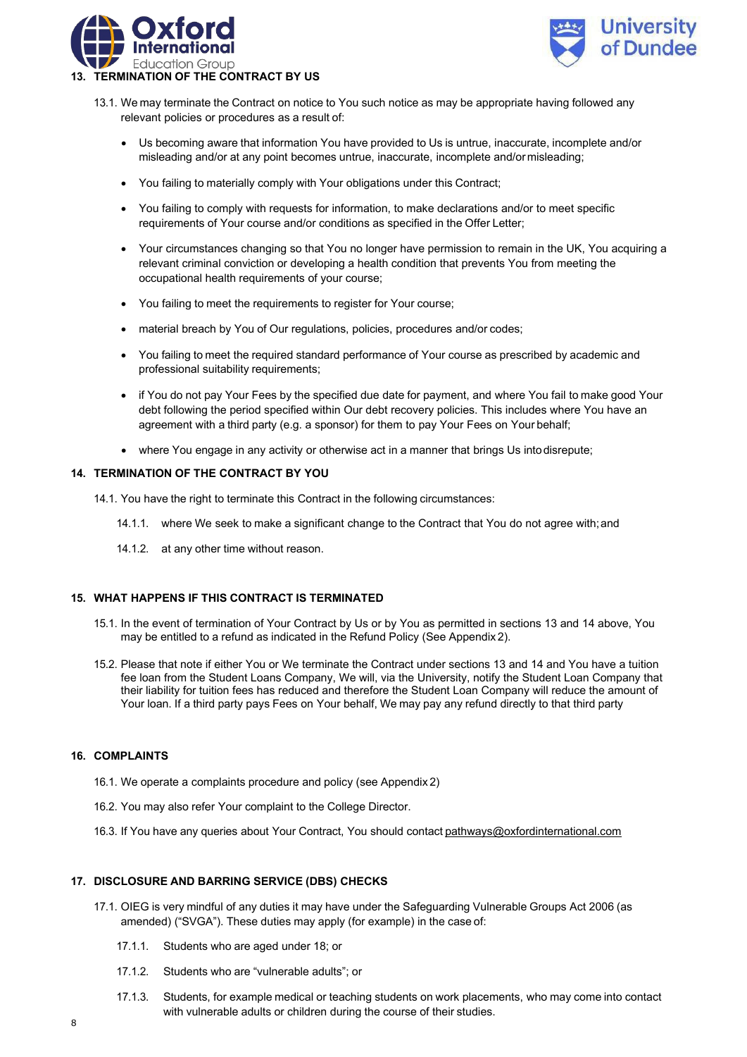## 13. TERMINATION OF THE CONTRACT BY US

13.1. We may terminate the Contract on notice to You such notice as may be appropriate having followed any relevant policies or procedures as a result of:

- Us becoming aware that information You have provided to Us is untrue, inaccurate, incomplete and/or misleading and/or at any point becomes untrue, inaccurate, incomplete and/or misleading;
- You failing to materially comply with Your obligations under this Contract;
- You failing to comply with requests for information, to make declarations and/or to meet specific requirements of Your course and/or conditions as specified in the Offer Letter;
- Your circumstances changing so that You no longer have permission to remain in the UK, You acquiring a relevant criminal conviction or developing a health condition that prevents You from meeting the occupational health requirements of your course;
- You failing to meet the requirements to register for Your course;
- material breach by You of Our regulations, policies, procedures and/or codes;
- You failing to meet the required standard performance of Your course as prescribed by academic and professional suitability requirements;
- if You do not pay Your Fees by the specified due date for payment, and where You fail to make good Your debt following the period specified within Our debt recovery policies. This includes where You have an agreement with a third party (e.g. a sponsor) for them to pay Your Fees on Your behalf;
- where You engage in any activity or otherwise act in a manner that brings Us into disrepute;

## 14. TERMINATION OF THE CONTRACT BY YOU

14.1. You have the right to terminate this Contract in the following circumstances:

14.1.1. where We seek to make a significant change to the Contract that You do not agree with; and

14.1.2. at any other time without reason.

## 15. WHAT HAPPENS IF THIS CONTRACT IS TERMINATED

15.1. In the event of termination of Your Contract by Us or by You as permitted in sections 13 and 14 above, You may be entitled to a refund as indicated in the Refund Policy (See Appendix 2).

15.2. Please that note if either You or We terminate the Contract under sections 13 and 14 and You have a tuition fee loan from the Student Loans Company, We will, via the University, notify the Student Loan Company that their liability for tuition fees has reduced and therefore the Student Loan Company will reduce the amount of Your loan. If a third party pays Fees on Your behalf, We may pay any refund directly to that third party

## 16. COMPLAINTS

16.1. We operate a complaints procedure and policy (see Appendix 2)

16.2. You may also refer Your complaint to the College Director.

16.3. If You have any queries about Your Contract, You should contact pathways@oxfordinternational.com

## 17. DISCLOSURE AND BARRING SERVICE (DBS) CHECKS

17.1. OIEG is very mindful of any duties it may have under the Safeguarding Vulnerable Groups Act 2006 (as amended) ("SVGA"). These duties may apply (for example) in the case of:

17.1.1. Students who are aged under 18; or

17.1.2. Students who are "vulnerable adults"; or

17.1.3. Students, for example medical or teaching students on work placements, who may come into contact with vulnerable adults or children during the course of their studies.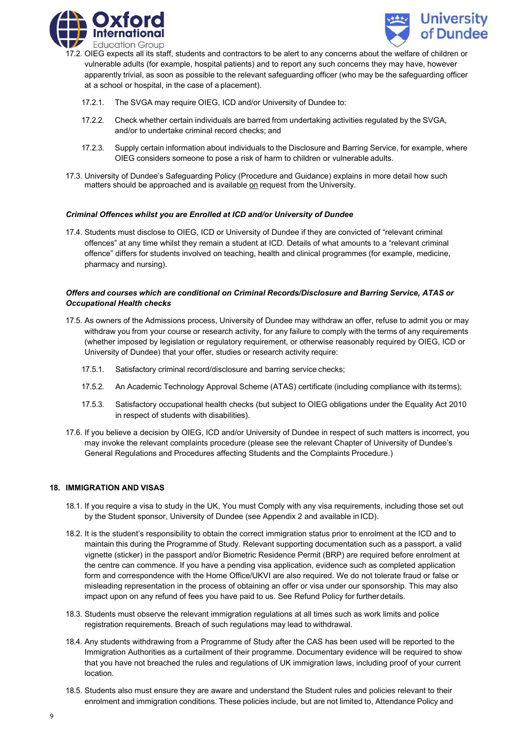17.2. OIEG expects all its staff, students and contractors to be alert to any concerns about the welfare of children or vulnerable adults (for example, hospital patients) and to report any such concerns they may have, however apparently trivial, as soon as possible to the relevant safeguarding officer (who may be the safeguarding officer at a school or hospital, in the case of a placement).

17.2.1. The SVGA may require OIEG, ICD and/or University of Dundee to:

17.2.2. Check whether certain individuals are barred from undertaking activities regulated by the SVGA, and/or to undertake criminal record checks; and

17.2.3. Supply certain information about individuals to the Disclosure and Barring Service, for example, where OIEG considers someone to pose a risk of harm to children or vulnerable adults.

17.3. University of Dundee's Safeguarding Policy (Procedure and Guidance) explains in more detail how such matters should be approached and is available on request from the University.

***Criminal Offences whilst you are Enrolled at ICD and/or University of Dundee***

17.4. Students must disclose to OIEG, ICD or University of Dundee if they are convicted of "relevant criminal offences" at any time whilst they remain a student at ICD. Details of what amounts to a "relevant criminal offence" differs for students involved on teaching, health and clinical programmes (for example, medicine, pharmacy and nursing).

***Offers and courses which are conditional on Criminal Records/Disclosure and Barring Service, ATAS or Occupational Health checks***

17.5. As owners of the Admissions process, University of Dundee may withdraw an offer, refuse to admit you or may withdraw you from your course or research activity, for any failure to comply with the terms of any requirements (whether imposed by legislation or regulatory requirement, or otherwise reasonably required by OIEG, ICD or University of Dundee) that your offer, studies or research activity require:

17.5.1. Satisfactory criminal record/disclosure and barring service checks;

17.5.2. An Academic Technology Approval Scheme (ATAS) certificate (including compliance with its terms);

17.5.3. Satisfactory occupational health checks (but subject to OIEG obligations under the Equality Act 2010 in respect of students with disabilities).

17.6. If you believe a decision by OIEG, ICD and/or University of Dundee in respect of such matters is incorrect, you may invoke the relevant complaints procedure (please see the relevant Chapter of University of Dundee's General Regulations and Procedures affecting Students and the Complaints Procedure.)

## 18. IMMIGRATION AND VISAS

18.1. If you require a visa to study in the UK, You must Comply with any visa requirements, including those set out by the Student sponsor, University of Dundee (see Appendix 2 and available in ICD).

18.2. It is the student's responsibility to obtain the correct immigration status prior to enrolment at the ICD and to maintain this during the Programme of Study. Relevant supporting documentation such as a passport, a valid vignette (sticker) in the passport and/or Biometric Residence Permit (BRP) are required before enrolment at the centre can commence. If you have a pending visa application, evidence such as completed application form and correspondence with the Home Office/UKVI are also required. We do not tolerate fraud or false or misleading representation in the process of obtaining an offer or visa under our sponsorship. This may also impact upon on any refund of fees you have paid to us. See Refund Policy for further details.

18.3. Students must observe the relevant immigration regulations at all times such as work limits and police registration requirements. Breach of such regulations may lead to withdrawal.

18.4. Any students withdrawing from a Programme of Study after the CAS has been used will be reported to the Immigration Authorities as a curtailment of their programme. Documentary evidence will be required to show that you have not breached the rules and regulations of UK immigration laws, including proof of your current location.

18.5. Students also must ensure they are aware and understand the Student rules and policies relevant to their enrolment and immigration conditions. These policies include, but are not limited to, Attendance Policy and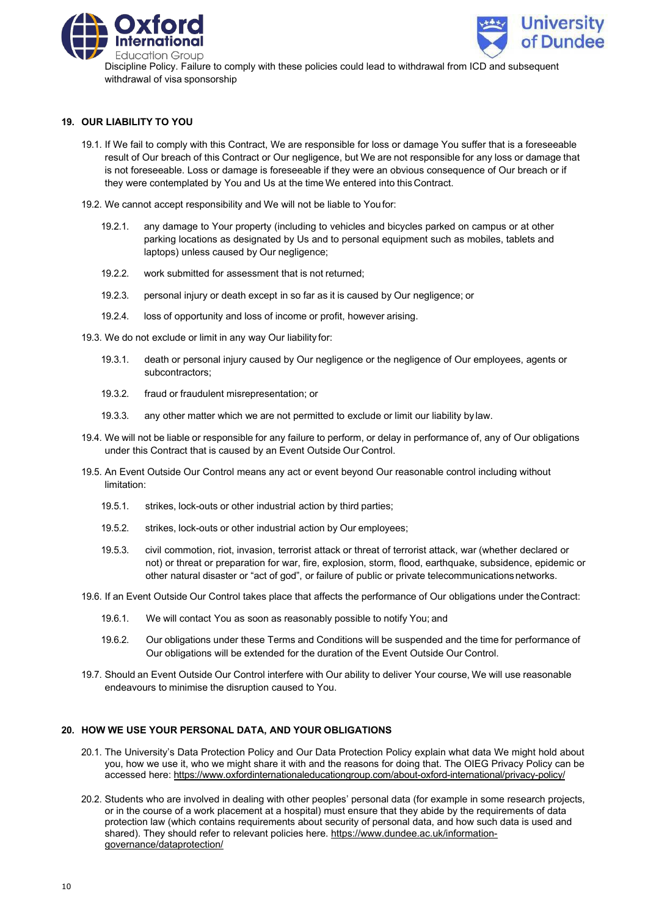Discipline Policy. Failure to comply with these policies could lead to withdrawal from ICD and subsequent withdrawal of visa sponsorship

## 19. OUR LIABILITY TO YOU

19.1. If We fail to comply with this Contract, We are responsible for loss or damage You suffer that is a foreseeable result of Our breach of this Contract or Our negligence, but We are not responsible for any loss or damage that is not foreseeable. Loss or damage is foreseeable if they were an obvious consequence of Our breach or if they were contemplated by You and Us at the time We entered into this Contract.

19.2. We cannot accept responsibility and We will not be liable to You for:

19.2.1. any damage to Your property (including to vehicles and bicycles parked on campus or at other parking locations as designated by Us and to personal equipment such as mobiles, tablets and laptops) unless caused by Our negligence;

19.2.2. work submitted for assessment that is not returned;

19.2.3. personal injury or death except in so far as it is caused by Our negligence; or

19.2.4. loss of opportunity and loss of income or profit, however arising.

19.3. We do not exclude or limit in any way Our liability for:

19.3.1. death or personal injury caused by Our negligence or the negligence of Our employees, agents or subcontractors;

19.3.2. fraud or fraudulent misrepresentation; or

19.3.3. any other matter which we are not permitted to exclude or limit our liability by law.

19.4. We will not be liable or responsible for any failure to perform, or delay in performance of, any of Our obligations under this Contract that is caused by an Event Outside Our Control.

19.5. An Event Outside Our Control means any act or event beyond Our reasonable control including without limitation:

19.5.1. strikes, lock-outs or other industrial action by third parties;

19.5.2. strikes, lock-outs or other industrial action by Our employees;

19.5.3. civil commotion, riot, invasion, terrorist attack or threat of terrorist attack, war (whether declared or not) or threat or preparation for war, fire, explosion, storm, flood, earthquake, subsidence, epidemic or other natural disaster or "act of god", or failure of public or private telecommunications networks.

19.6. If an Event Outside Our Control takes place that affects the performance of Our obligations under the Contract:

19.6.1. We will contact You as soon as reasonably possible to notify You; and

19.6.2. Our obligations under these Terms and Conditions will be suspended and the time for performance of Our obligations will be extended for the duration of the Event Outside Our Control.

19.7. Should an Event Outside Our Control interfere with Our ability to deliver Your course, We will use reasonable endeavours to minimise the disruption caused to You.

## 20. HOW WE USE YOUR PERSONAL DATA, AND YOUR OBLIGATIONS

20.1. The University's Data Protection Policy and Our Data Protection Policy explain what data We might hold about you, how we use it, who we might share it with and the reasons for doing that. The OIEG Privacy Policy can be accessed here: https://www.oxfordinternationaleducationgroup.com/about-oxford-international/privacy-policy/

20.2. Students who are involved in dealing with other peoples' personal data (for example in some research projects, or in the course of a work placement at a hospital) must ensure that they abide by the requirements of data protection law (which contains requirements about security of personal data, and how such data is used and shared). They should refer to relevant policies here. https://www.dundee.ac.uk/information-governance/dataprotection/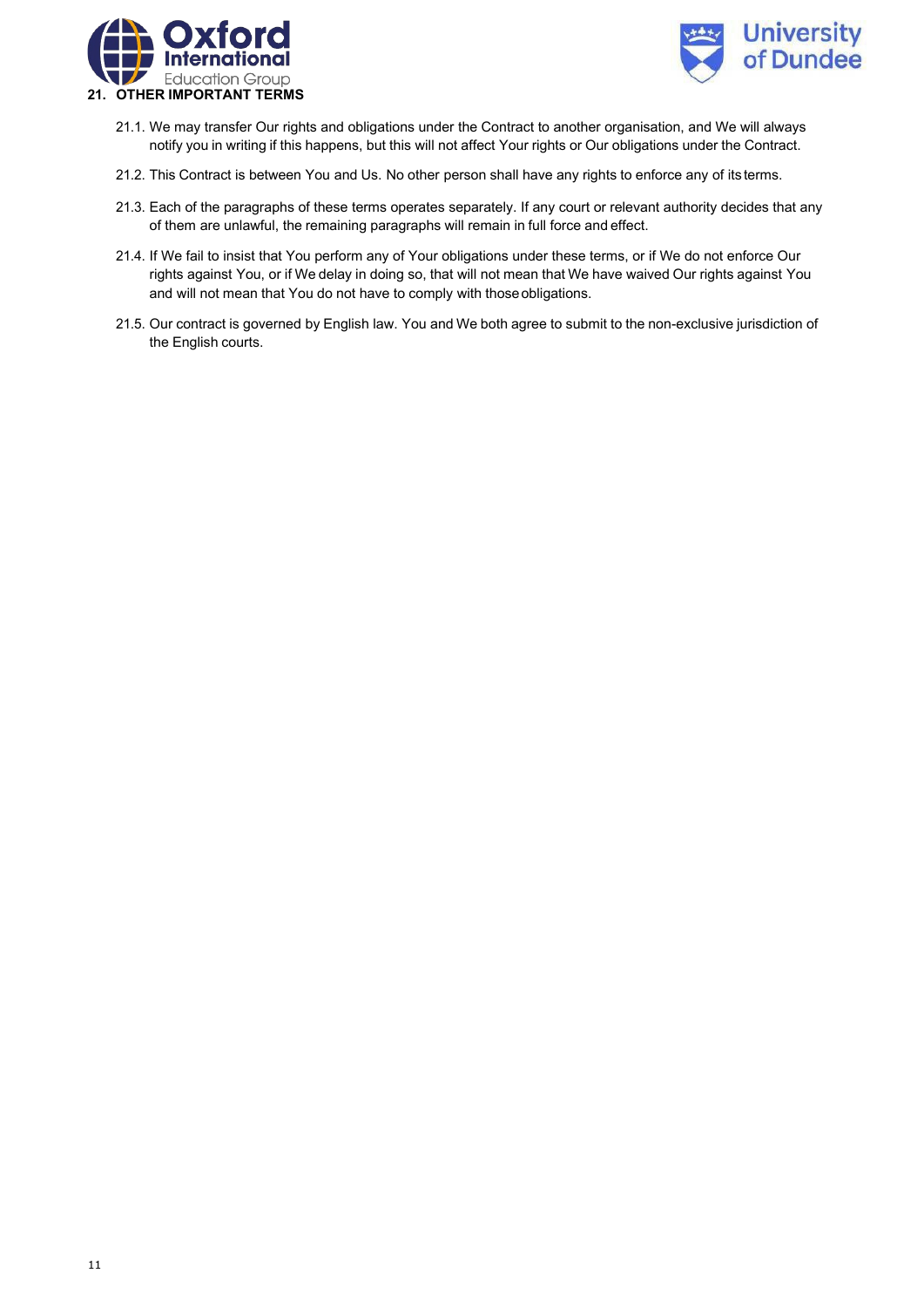## 21. OTHER IMPORTANT TERMS

21.1. We may transfer Our rights and obligations under the Contract to another organisation, and We will always notify you in writing if this happens, but this will not affect Your rights or Our obligations under the Contract.

21.2. This Contract is between You and Us. No other person shall have any rights to enforce any of its terms.

21.3. Each of the paragraphs of these terms operates separately. If any court or relevant authority decides that any of them are unlawful, the remaining paragraphs will remain in full force and effect.

21.4. If We fail to insist that You perform any of Your obligations under these terms, or if We do not enforce Our rights against You, or if We delay in doing so, that will not mean that We have waived Our rights against You and will not mean that You do not have to comply with those obligations.

21.5. Our contract is governed by English law. You and We both agree to submit to the non-exclusive jurisdiction of the English courts.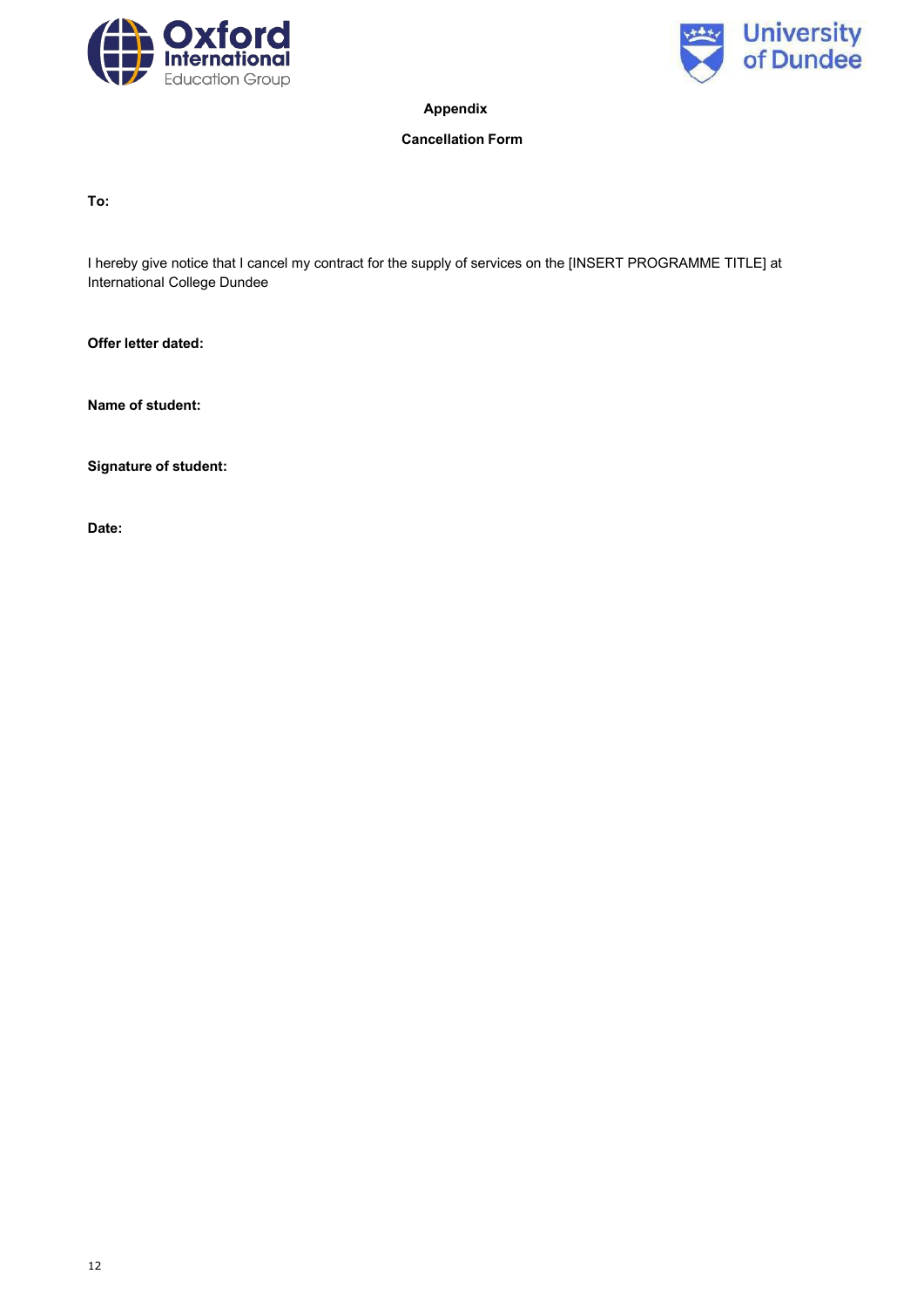**Appendix**

**Cancellation Form**

**To:**

I hereby give notice that I cancel my contract for the supply of services on the [INSERT PROGRAMME TITLE] at International College Dundee

**Offer letter dated:**

**Name of student:**

**Signature of student:**

**Date:**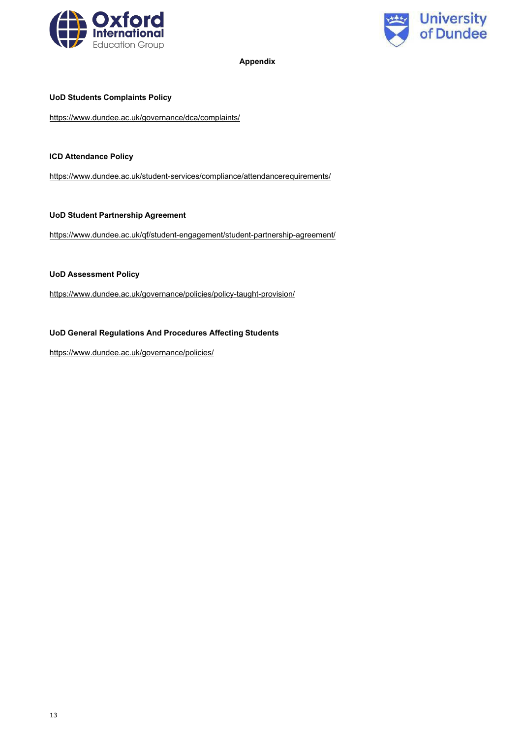## Appendix

**UoD Students Complaints Policy**

https://www.dundee.ac.uk/governance/dca/complaints/

**ICD Attendance Policy**

https://www.dundee.ac.uk/student-services/compliance/attendancerequirements/

**UoD Student Partnership Agreement**

https://www.dundee.ac.uk/qf/student-engagement/student-partnership-agreement/

**UoD Assessment Policy**

https://www.dundee.ac.uk/governance/policies/policy-taught-provision/

**UoD General Regulations And Procedures Affecting Students**

https://www.dundee.ac.uk/governance/policies/